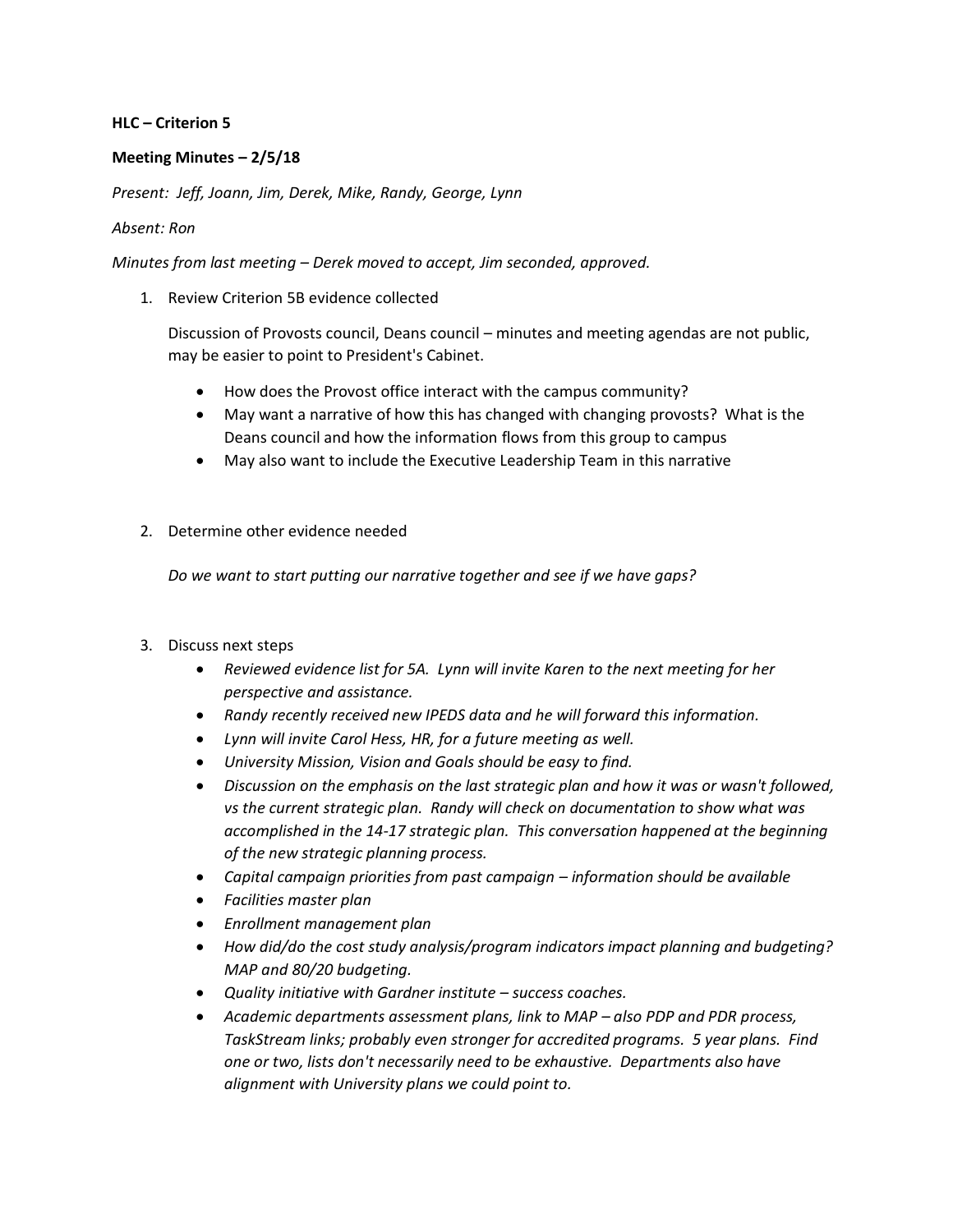**HLC – Criterion 5**

**Meeting Minutes – 2/5/18**

*Present: Jeff, Joann, Jim, Derek, Mike, Randy, George, Lynn*

*Absent: Ron*

*Minutes from last meeting – Derek moved to accept, Jim seconded, approved.*

1. Review Criterion 5B evidence collected

   Discussion of Provosts council, Deans council – minutes and meeting agendas are not public, may be easier to point to President's Cabinet.

   - How does the Provost office interact with the campus community?
   - May want a narrative of how this has changed with changing provosts? What is the Deans council and how the information flows from this group to campus
   - May also want to include the Executive Leadership Team in this narrative

2. Determine other evidence needed

   *Do we want to start putting our narrative together and see if we have gaps?*

3. Discuss next steps
   - *Reviewed evidence list for 5A. Lynn will invite Karen to the next meeting for her perspective and assistance.*
   - *Randy recently received new IPEDS data and he will forward this information.*
   - *Lynn will invite Carol Hess, HR, for a future meeting as well.*
   - *University Mission, Vision and Goals should be easy to find.*
   - *Discussion on the emphasis on the last strategic plan and how it was or wasn't followed, vs the current strategic plan. Randy will check on documentation to show what was accomplished in the 14-17 strategic plan. This conversation happened at the beginning of the new strategic planning process.*
   - *Capital campaign priorities from past campaign – information should be available*
   - *Facilities master plan*
   - *Enrollment management plan*
   - *How did/do the cost study analysis/program indicators impact planning and budgeting? MAP and 80/20 budgeting.*
   - *Quality initiative with Gardner institute – success coaches.*
   - *Academic departments assessment plans, link to MAP – also PDP and PDR process, TaskStream links; probably even stronger for accredited programs. 5 year plans. Find one or two, lists don't necessarily need to be exhaustive. Departments also have alignment with University plans we could point to.*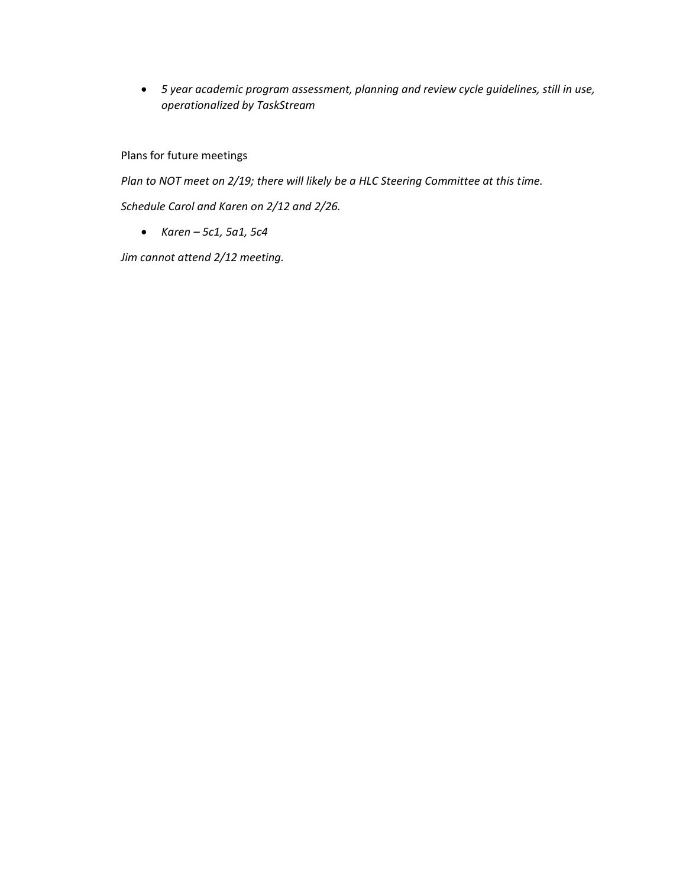- *5 year academic program assessment, planning and review cycle guidelines, still in use, operationalized by TaskStream*

Plans for future meetings

*Plan to NOT meet on 2/19; there will likely be a HLC Steering Committee at this time.*

*Schedule Carol and Karen on 2/12 and 2/26.*

- *Karen – 5c1, 5a1, 5c4*

*Jim cannot attend 2/12 meeting.*